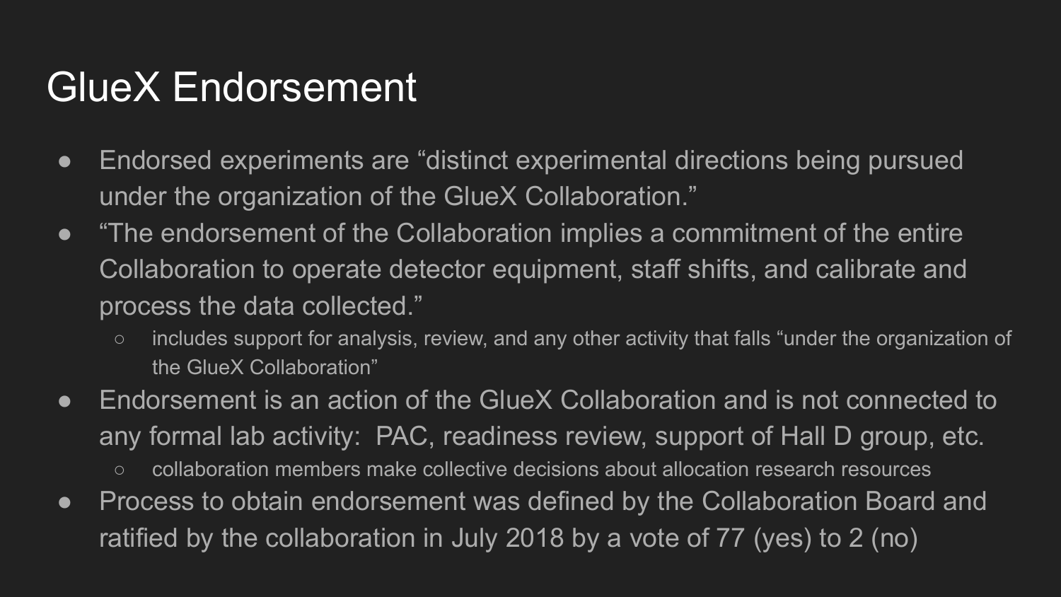# GlueX Endorsement

- Endorsed experiments are "distinct experimental directions being pursued under the organization of the GlueX Collaboration."
- "The endorsement of the Collaboration implies a commitment of the entire Collaboration to operate detector equipment, staff shifts, and calibrate and process the data collected."
  - includes support for analysis, review, and any other activity that falls "under the organization of the GlueX Collaboration"
- Endorsement is an action of the GlueX Collaboration and is not connected to any formal lab activity: PAC, readiness review, support of Hall D group, etc.
  - collaboration members make collective decisions about allocation research resources
- Process to obtain endorsement was defined by the Collaboration Board and ratified by the collaboration in July 2018 by a vote of 77 (yes) to 2 (no)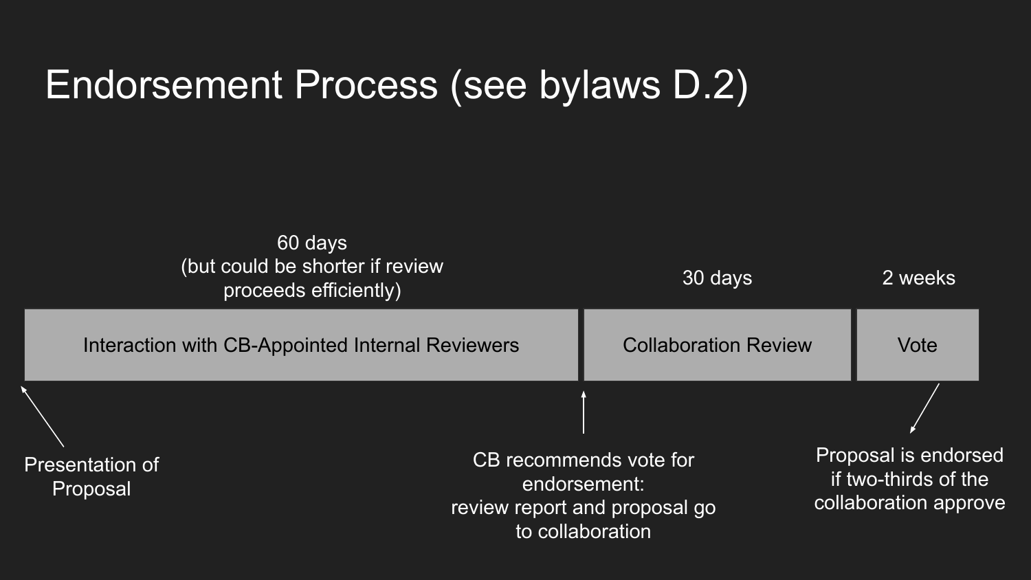# Endorsement Process (see bylaws D.2)

| Stage | Duration |
| --- | --- |
| Interaction with CB-Appointed Internal Reviewers | 60 days (but could be shorter if review proceeds efficiently) |
| Collaboration Review | 30 days |
| Vote | 2 weeks |

- Presentation of Proposal
- CB recommends vote for endorsement: review report and proposal go to collaboration
- Proposal is endorsed if two-thirds of the collaboration approve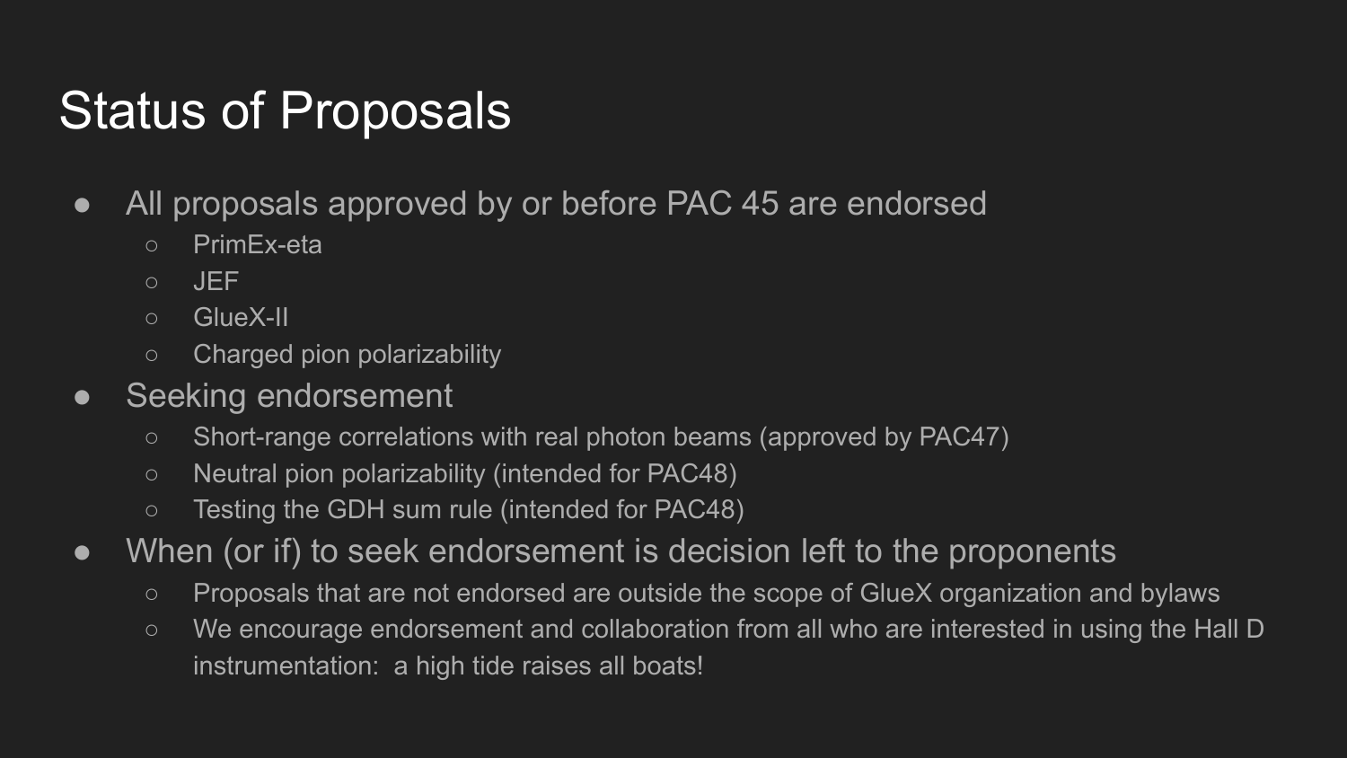# Status of Proposals

- All proposals approved by or before PAC 45 are endorsed
  - PrimEx-eta
  - JEF
  - GlueX-II
  - Charged pion polarizability
- Seeking endorsement
  - Short-range correlations with real photon beams (approved by PAC47)
  - Neutral pion polarizability (intended for PAC48)
  - Testing the GDH sum rule (intended for PAC48)
- When (or if) to seek endorsement is decision left to the proponents
  - Proposals that are not endorsed are outside the scope of GlueX organization and bylaws
  - We encourage endorsement and collaboration from all who are interested in using the Hall D instrumentation: a high tide raises all boats!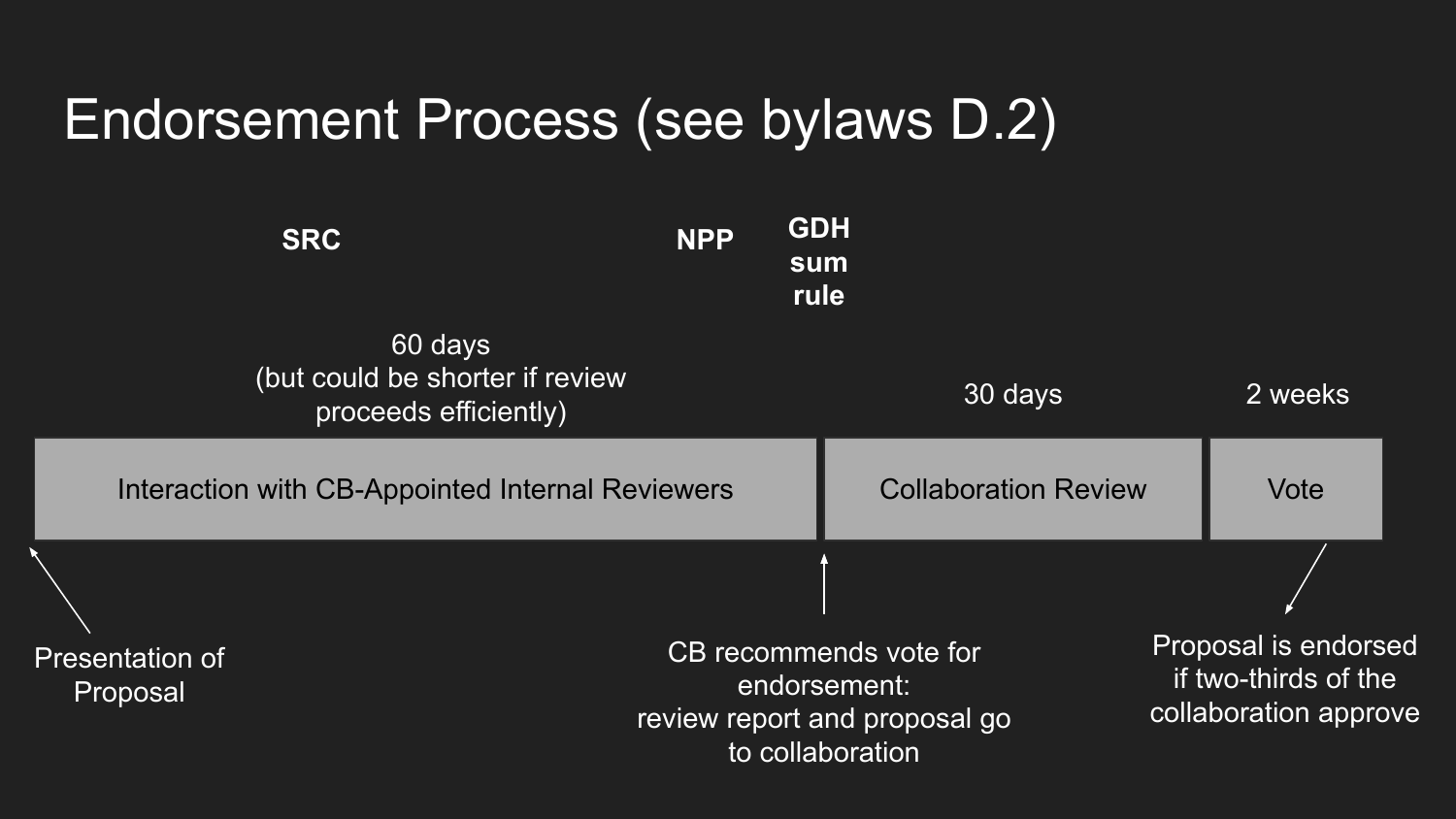# Endorsement Process (see bylaws D.2)

**SRC**

**NPP**

**GDH sum rule**

60 days
(but could be shorter if review proceeds efficiently)

30 days

2 weeks

Interaction with CB-Appointed Internal Reviewers

Collaboration Review

Vote

Presentation of Proposal

CB recommends vote for endorsement:
review report and proposal go to collaboration

Proposal is endorsed if two-thirds of the collaboration approve